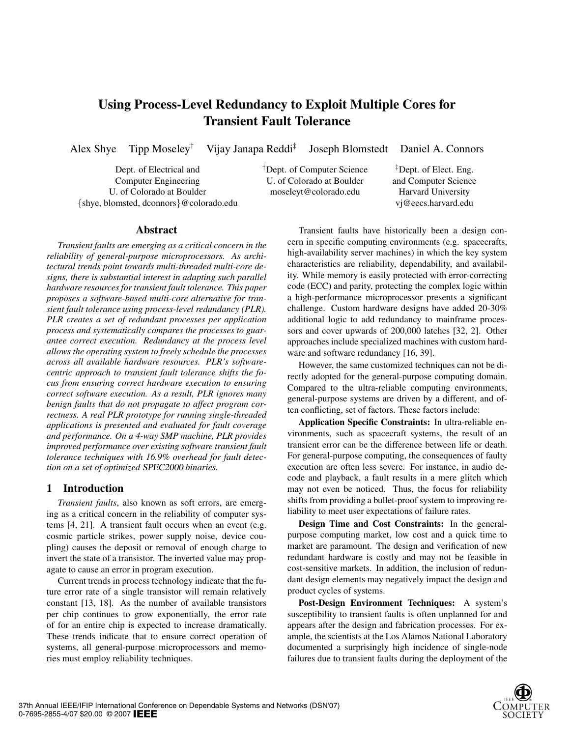# Using Process-Level Redundancy to Exploit Multiple Cores for Transient Fault Tolerance

Alex Shye   Tipp Moseley[†]   Vijay Janapa Reddi[‡]   Joseph Blomstedt   Daniel A. Connors

Dept. of Electrical and Computer Engineering
U. of Colorado at Boulder
{shye, blomsted, dconnors}@colorado.edu

[†]Dept. of Computer Science
U. of Colorado at Boulder
moseleyt@colorado.edu

[‡]Dept. of Elect. Eng. and Computer Science
Harvard University
vj@eecs.harvard.edu

## Abstract

*Transient faults are emerging as a critical concern in the reliability of general-purpose microprocessors. As architectural trends point towards multi-threaded multi-core designs, there is substantial interest in adapting such parallel hardware resources for transient fault tolerance. This paper proposes a software-based multi-core alternative for transient fault tolerance using process-level redundancy (PLR). PLR creates a set of redundant processes per application process and systematically compares the processes to guarantee correct execution. Redundancy at the process level allows the operating system to freely schedule the processes across all available hardware resources. PLR's software-centric approach to transient fault tolerance shifts the focus from ensuring correct hardware execution to ensuring correct software execution. As a result, PLR ignores many benign faults that do not propagate to affect program correctness. A real PLR prototype for running single-threaded applications is presented and evaluated for fault coverage and performance. On a 4-way SMP machine, PLR provides improved performance over existing software transient fault tolerance techniques with 16.9% overhead for fault detection on a set of optimized SPEC2000 binaries.*

## 1 Introduction

*Transient faults*, also known as soft errors, are emerging as a critical concern in the reliability of computer systems [4, 21]. A transient fault occurs when an event (e.g. cosmic particle strikes, power supply noise, device coupling) causes the deposit or removal of enough charge to invert the state of a transistor. The inverted value may propagate to cause an error in program execution.

Current trends in process technology indicate that the future error rate of a single transistor will remain relatively constant [13, 18]. As the number of available transistors per chip continues to grow exponentially, the error rate of for an entire chip is expected to increase dramatically. These trends indicate that to ensure correct operation of systems, all general-purpose microprocessors and memories must employ reliability techniques.

Transient faults have historically been a design concern in specific computing environments (e.g. spacecrafts, high-availability server machines) in which the key system characteristics are reliability, dependability, and availability. While memory is easily protected with error-correcting code (ECC) and parity, protecting the complex logic within a high-performance microprocessor presents a significant challenge. Custom hardware designs have added 20-30% additional logic to add redundancy to mainframe processors and cover upwards of 200,000 latches [32, 2]. Other approaches include specialized machines with custom hardware and software redundancy [16, 39].

However, the same customized techniques can not be directly adopted for the general-purpose computing domain. Compared to the ultra-reliable computing environments, general-purpose systems are driven by a different, and often conflicting, set of factors. These factors include:

**Application Specific Constraints:** In ultra-reliable environments, such as spacecraft systems, the result of an transient error can be the difference between life or death. For general-purpose computing, the consequences of faulty execution are often less severe. For instance, in audio decode and playback, a fault results in a mere glitch which may not even be noticed. Thus, the focus for reliability shifts from providing a bullet-proof system to improving reliability to meet user expectations of failure rates.

**Design Time and Cost Constraints:** In the general-purpose computing market, low cost and a quick time to market are paramount. The design and verification of new redundant hardware is costly and may not be feasible in cost-sensitive markets. In addition, the inclusion of redundant design elements may negatively impact the design and product cycles of systems.

**Post-Design Environment Techniques:** A system's susceptibility to transient faults is often unplanned for and appears after the design and fabrication processes. For example, the scientists at the Los Alamos National Laboratory documented a surprisingly high incidence of single-node failures due to transient faults during the deployment of the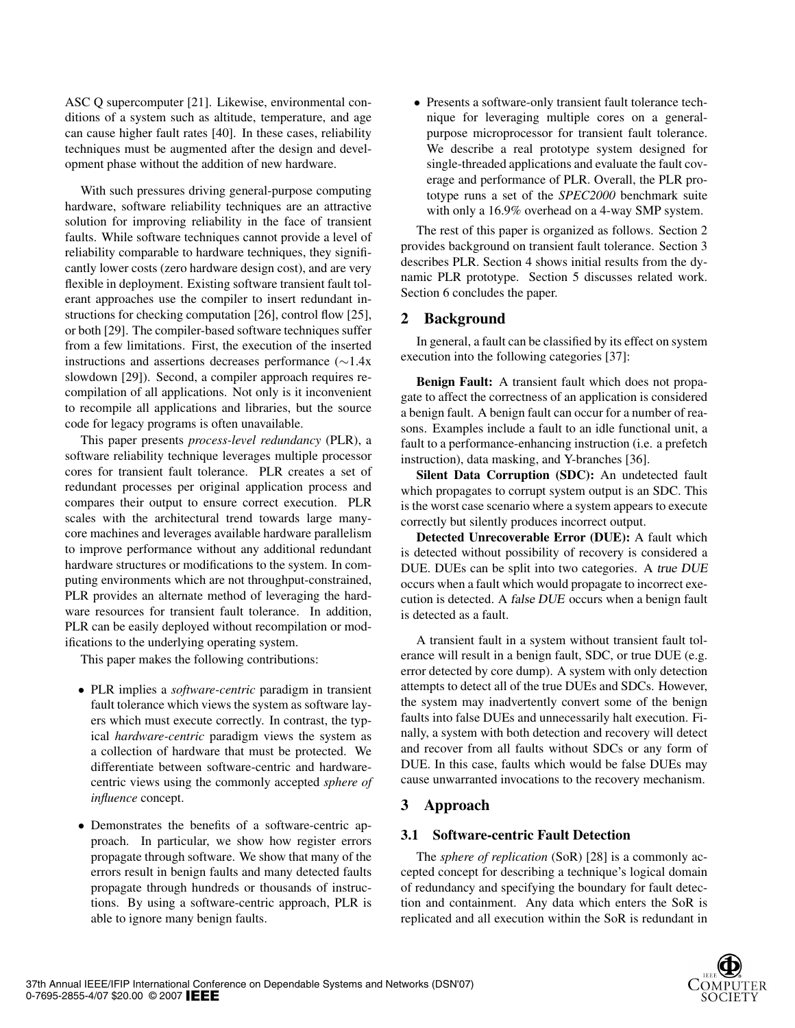ASC Q supercomputer [21]. Likewise, environmental conditions of a system such as altitude, temperature, and age can cause higher fault rates [40]. In these cases, reliability techniques must be augmented after the design and development phase without the addition of new hardware.

With such pressures driving general-purpose computing hardware, software reliability techniques are an attractive solution for improving reliability in the face of transient faults. While software techniques cannot provide a level of reliability comparable to hardware techniques, they significantly lower costs (zero hardware design cost), and are very flexible in deployment. Existing software transient fault tolerant approaches use the compiler to insert redundant instructions for checking computation [26], control flow [25], or both [29]. The compiler-based software techniques suffer from a few limitations. First, the execution of the inserted instructions and assertions decreases performance ($\sim$1.4x slowdown [29]). Second, a compiler approach requires recompilation of all applications. Not only is it inconvenient to recompile all applications and libraries, but the source code for legacy programs is often unavailable.

This paper presents *process-level redundancy* (PLR), a software reliability technique leverages multiple processor cores for transient fault tolerance. PLR creates a set of redundant processes per original application process and compares their output to ensure correct execution. PLR scales with the architectural trend towards large many-core machines and leverages available hardware parallelism to improve performance without any additional redundant hardware structures or modifications to the system. In computing environments which are not throughput-constrained, PLR provides an alternate method of leveraging the hardware resources for transient fault tolerance. In addition, PLR can be easily deployed without recompilation or modifications to the underlying operating system.

This paper makes the following contributions:

- PLR implies a *software-centric* paradigm in transient fault tolerance which views the system as software layers which must execute correctly. In contrast, the typical *hardware-centric* paradigm views the system as a collection of hardware that must be protected. We differentiate between software-centric and hardware-centric views using the commonly accepted *sphere of influence* concept.
- Demonstrates the benefits of a software-centric approach. In particular, we show how register errors propagate through software. We show that many of the errors result in benign faults and many detected faults propagate through hundreds or thousands of instructions. By using a software-centric approach, PLR is able to ignore many benign faults.
- Presents a software-only transient fault tolerance technique for leveraging multiple cores on a general-purpose microprocessor for transient fault tolerance. We describe a real prototype system designed for single-threaded applications and evaluate the fault coverage and performance of PLR. Overall, the PLR prototype runs a set of the *SPEC2000* benchmark suite with only a 16.9% overhead on a 4-way SMP system.

The rest of this paper is organized as follows. Section 2 provides background on transient fault tolerance. Section 3 describes PLR. Section 4 shows initial results from the dynamic PLR prototype. Section 5 discusses related work. Section 6 concludes the paper.

## 2 Background

In general, a fault can be classified by its effect on system execution into the following categories [37]:

**Benign Fault:** A transient fault which does not propagate to affect the correctness of an application is considered a benign fault. A benign fault can occur for a number of reasons. Examples include a fault to an idle functional unit, a fault to a performance-enhancing instruction (i.e. a prefetch instruction), data masking, and Y-branches [36].

**Silent Data Corruption (SDC):** An undetected fault which propagates to corrupt system output is an SDC. This is the worst case scenario where a system appears to execute correctly but silently produces incorrect output.

**Detected Unrecoverable Error (DUE):** A fault which is detected without possibility of recovery is considered a DUE. DUEs can be split into two categories. A *true DUE* occurs when a fault which would propagate to incorrect execution is detected. A *false DUE* occurs when a benign fault is detected as a fault.

A transient fault in a system without transient fault tolerance will result in a benign fault, SDC, or true DUE (e.g. error detected by core dump). A system with only detection attempts to detect all of the true DUEs and SDCs. However, the system may inadvertently convert some of the benign faults into false DUEs and unnecessarily halt execution. Finally, a system with both detection and recovery will detect and recover from all faults without SDCs or any form of DUE. In this case, faults which would be false DUEs may cause unwarranted invocations to the recovery mechanism.

## 3 Approach

### 3.1 Software-centric Fault Detection

The *sphere of replication* (SoR) [28] is a commonly accepted concept for describing a technique's logical domain of redundancy and specifying the boundary for fault detection and containment. Any data which enters the SoR is replicated and all execution within the SoR is redundant in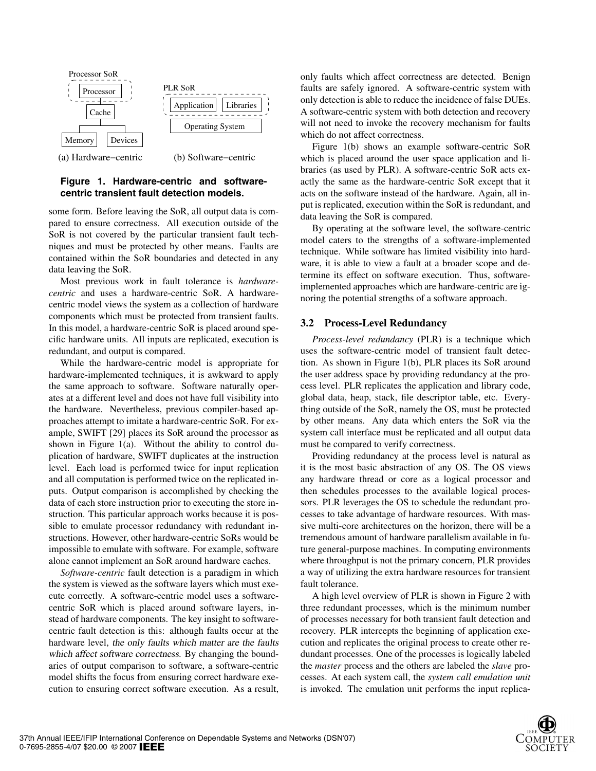Processor SoR

Processor

Cache

Memory

Devices

(a) Hardware−centric

PLR SoR

Application

Libraries

Operating System

(b) Software−centric

**Figure 1. Hardware-centric and software-centric transient fault detection models.**

some form. Before leaving the SoR, all output data is compared to ensure correctness. All execution outside of the SoR is not covered by the particular transient fault techniques and must be protected by other means. Faults are contained within the SoR boundaries and detected in any data leaving the SoR.

Most previous work in fault tolerance is *hardware-centric* and uses a hardware-centric SoR. A hardware-centric model views the system as a collection of hardware components which must be protected from transient faults. In this model, a hardware-centric SoR is placed around specific hardware units. All inputs are replicated, execution is redundant, and output is compared.

While the hardware-centric model is appropriate for hardware-implemented techniques, it is awkward to apply the same approach to software. Software naturally operates at a different level and does not have full visibility into the hardware. Nevertheless, previous compiler-based approaches attempt to imitate a hardware-centric SoR. For example, SWIFT [29] places its SoR around the processor as shown in Figure 1(a). Without the ability to control duplication of hardware, SWIFT duplicates at the instruction level. Each load is performed twice for input replication and all computation is performed twice on the replicated inputs. Output comparison is accomplished by checking the data of each store instruction prior to executing the store instruction. This particular approach works because it is possible to emulate processor redundancy with redundant instructions. However, other hardware-centric SoRs would be impossible to emulate with software. For example, software alone cannot implement an SoR around hardware caches.

*Software-centric* fault detection is a paradigm in which the system is viewed as the software layers which must execute correctly. A software-centric model uses a software-centric SoR which is placed around software layers, instead of hardware components. The key insight to software-centric fault detection is this: although faults occur at the hardware level, *the only faults which matter are the faults which affect software correctness*. By changing the boundaries of output comparison to software, a software-centric model shifts the focus from ensuring correct hardware execution to ensuring correct software execution. As a result, only faults which affect correctness are detected. Benign faults are safely ignored. A software-centric system with only detection is able to reduce the incidence of false DUEs. A software-centric system with both detection and recovery will not need to invoke the recovery mechanism for faults which do not affect correctness.

Figure 1(b) shows an example software-centric SoR which is placed around the user space application and libraries (as used by PLR). A software-centric SoR acts exactly the same as the hardware-centric SoR except that it acts on the software instead of the hardware. Again, all input is replicated, execution within the SoR is redundant, and data leaving the SoR is compared.

By operating at the software level, the software-centric model caters to the strengths of a software-implemented technique. While software has limited visibility into hardware, it is able to view a fault at a broader scope and determine its effect on software execution. Thus, software-implemented approaches which are hardware-centric are ignoring the potential strengths of a software approach.

### 3.2 Process-Level Redundancy

*Process-level redundancy* (PLR) is a technique which uses the software-centric model of transient fault detection. As shown in Figure 1(b), PLR places its SoR around the user address space by providing redundancy at the process level. PLR replicates the application and library code, global data, heap, stack, file descriptor table, etc. Everything outside of the SoR, namely the OS, must be protected by other means. Any data which enters the SoR via the system call interface must be replicated and all output data must be compared to verify correctness.

Providing redundancy at the process level is natural as it is the most basic abstraction of any OS. The OS views any hardware thread or core as a logical processor and then schedules processes to the available logical processors. PLR leverages the OS to schedule the redundant processes to take advantage of hardware resources. With massive multi-core architectures on the horizon, there will be a tremendous amount of hardware parallelism available in future general-purpose machines. In computing environments where throughput is not the primary concern, PLR provides a way of utilizing the extra hardware resources for transient fault tolerance.

A high level overview of PLR is shown in Figure 2 with three redundant processes, which is the minimum number of processes necessary for both transient fault detection and recovery. PLR intercepts the beginning of application execution and replicates the original process to create other redundant processes. One of the processes is logically labeled the *master* process and the others are labeled the *slave* processes. At each system call, the *system call emulation unit* is invoked. The emulation unit performs the input replica-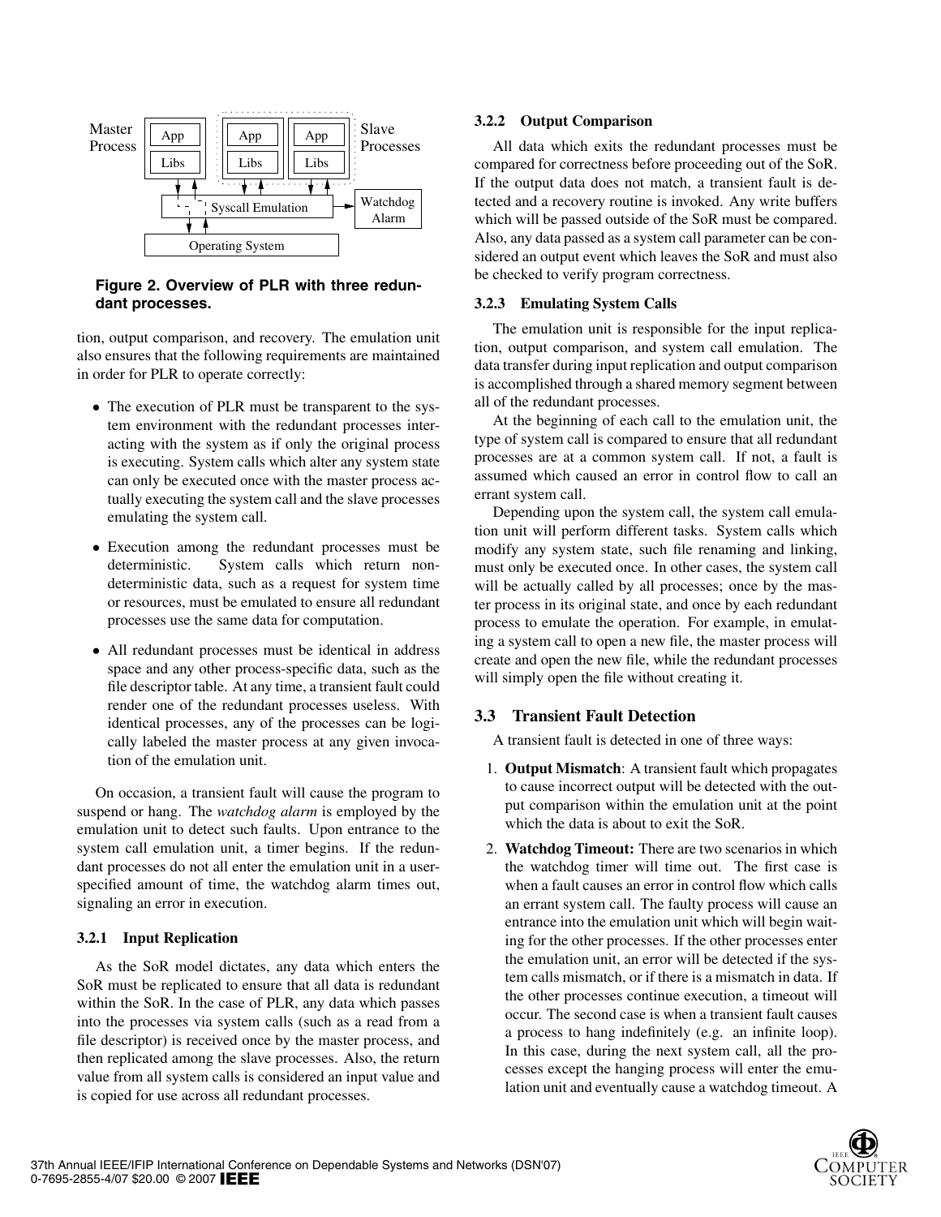**Figure 2. Overview of PLR with three redundant processes.**

tion, output comparison, and recovery. The emulation unit also ensures that the following requirements are maintained in order for PLR to operate correctly:

- The execution of PLR must be transparent to the system environment with the redundant processes interacting with the system as if only the original process is executing. System calls which alter any system state can only be executed once with the master process actually executing the system call and the slave processes emulating the system call.
- Execution among the redundant processes must be deterministic. System calls which return non-deterministic data, such as a request for system time or resources, must be emulated to ensure all redundant processes use the same data for computation.
- All redundant processes must be identical in address space and any other process-specific data, such as the file descriptor table. At any time, a transient fault could render one of the redundant processes useless. With identical processes, any of the processes can be logically labeled the master process at any given invocation of the emulation unit.

On occasion, a transient fault will cause the program to suspend or hang. The *watchdog alarm* is employed by the emulation unit to detect such faults. Upon entrance to the system call emulation unit, a timer begins. If the redundant processes do not all enter the emulation unit in a user-specified amount of time, the watchdog alarm times out, signaling an error in execution.

#### 3.2.1 Input Replication

As the SoR model dictates, any data which enters the SoR must be replicated to ensure that all data is redundant within the SoR. In the case of PLR, any data which passes into the processes via system calls (such as a read from a file descriptor) is received once by the master process, and then replicated among the slave processes. Also, the return value from all system calls is considered an input value and is copied for use across all redundant processes.

#### 3.2.2 Output Comparison

All data which exits the redundant processes must be compared for correctness before proceeding out of the SoR. If the output data does not match, a transient fault is detected and a recovery routine is invoked. Any write buffers which will be passed outside of the SoR must be compared. Also, any data passed as a system call parameter can be considered an output event which leaves the SoR and must also be checked to verify program correctness.

#### 3.2.3 Emulating System Calls

The emulation unit is responsible for the input replication, output comparison, and system call emulation. The data transfer during input replication and output comparison is accomplished through a shared memory segment between all of the redundant processes.

At the beginning of each call to the emulation unit, the type of system call is compared to ensure that all redundant processes are at a common system call. If not, a fault is assumed which caused an error in control flow to call an errant system call.

Depending upon the system call, the system call emulation unit will perform different tasks. System calls which modify any system state, such file renaming and linking, must only be executed once. In other cases, the system call will be actually called by all processes; once by the master process in its original state, and once by each redundant process to emulate the operation. For example, in emulating a system call to open a new file, the master process will create and open the new file, while the redundant processes will simply open the file without creating it.

### 3.3 Transient Fault Detection

A transient fault is detected in one of three ways:

1. **Output Mismatch**: A transient fault which propagates to cause incorrect output will be detected with the output comparison within the emulation unit at the point which the data is about to exit the SoR.
2. **Watchdog Timeout:** There are two scenarios in which the watchdog timer will time out. The first case is when a fault causes an error in control flow which calls an errant system call. The faulty process will cause an entrance into the emulation unit which will begin waiting for the other processes. If the other processes enter the emulation unit, an error will be detected if the system calls mismatch, or if there is a mismatch in data. If the other processes continue execution, a timeout will occur. The second case is when a transient fault causes a process to hang indefinitely (e.g. an infinite loop). In this case, during the next system call, all the processes except the hanging process will enter the emulation unit and eventually cause a watchdog timeout. A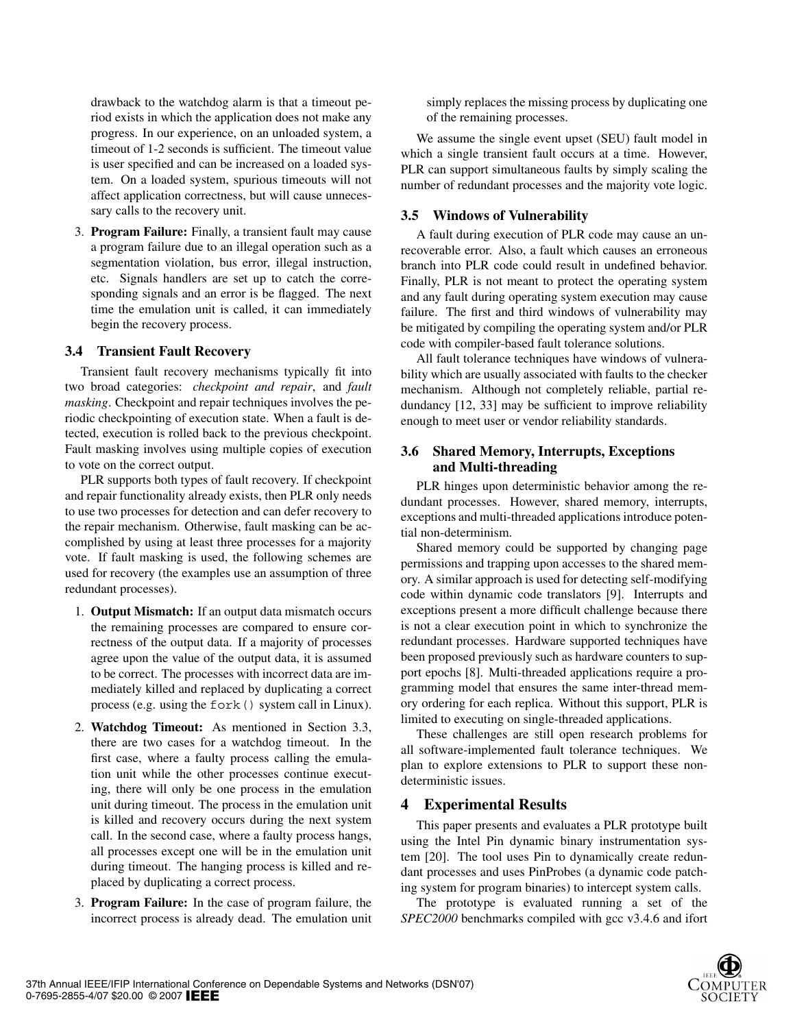drawback to the watchdog alarm is that a timeout period exists in which the application does not make any progress. In our experience, on an unloaded system, a timeout of 1-2 seconds is sufficient. The timeout value is user specified and can be increased on a loaded system. On a loaded system, spurious timeouts will not affect application correctness, but will cause unnecessary calls to the recovery unit.

3. **Program Failure:** Finally, a transient fault may cause a program failure due to an illegal operation such as a segmentation violation, bus error, illegal instruction, etc. Signals handlers are set up to catch the corresponding signals and an error is be flagged. The next time the emulation unit is called, it can immediately begin the recovery process.

### 3.4 Transient Fault Recovery

Transient fault recovery mechanisms typically fit into two broad categories: *checkpoint and repair*, and *fault masking*. Checkpoint and repair techniques involves the periodic checkpointing of execution state. When a fault is detected, execution is rolled back to the previous checkpoint. Fault masking involves using multiple copies of execution to vote on the correct output.

PLR supports both types of fault recovery. If checkpoint and repair functionality already exists, then PLR only needs to use two processes for detection and can defer recovery to the repair mechanism. Otherwise, fault masking can be accomplished by using at least three processes for a majority vote. If fault masking is used, the following schemes are used for recovery (the examples use an assumption of three redundant processes).

1. **Output Mismatch:** If an output data mismatch occurs the remaining processes are compared to ensure correctness of the output data. If a majority of processes agree upon the value of the output data, it is assumed to be correct. The processes with incorrect data are immediately killed and replaced by duplicating a correct process (e.g. using the `fork()` system call in Linux).
2. **Watchdog Timeout:** As mentioned in Section 3.3, there are two cases for a watchdog timeout. In the first case, where a faulty process calling the emulation unit while the other processes continue executing, there will only be one process in the emulation unit during timeout. The process in the emulation unit is killed and recovery occurs during the next system call. In the second case, where a faulty process hangs, all processes except one will be in the emulation unit during timeout. The hanging process is killed and replaced by duplicating a correct process.
3. **Program Failure:** In the case of program failure, the incorrect process is already dead. The emulation unit simply replaces the missing process by duplicating one of the remaining processes.

We assume the single event upset (SEU) fault model in which a single transient fault occurs at a time. However, PLR can support simultaneous faults by simply scaling the number of redundant processes and the majority vote logic.

### 3.5 Windows of Vulnerability

A fault during execution of PLR code may cause an unrecoverable error. Also, a fault which causes an erroneous branch into PLR code could result in undefined behavior. Finally, PLR is not meant to protect the operating system and any fault during operating system execution may cause failure. The first and third windows of vulnerability may be mitigated by compiling the operating system and/or PLR code with compiler-based fault tolerance solutions.

All fault tolerance techniques have windows of vulnerability which are usually associated with faults to the checker mechanism. Although not completely reliable, partial redundancy [12, 33] may be sufficient to improve reliability enough to meet user or vendor reliability standards.

### 3.6 Shared Memory, Interrupts, Exceptions and Multi-threading

PLR hinges upon deterministic behavior among the redundant processes. However, shared memory, interrupts, exceptions and multi-threaded applications introduce potential non-determinism.

Shared memory could be supported by changing page permissions and trapping upon accesses to the shared memory. A similar approach is used for detecting self-modifying code within dynamic code translators [9]. Interrupts and exceptions present a more difficult challenge because there is not a clear execution point in which to synchronize the redundant processes. Hardware supported techniques have been proposed previously such as hardware counters to support epochs [8]. Multi-threaded applications require a programming model that ensures the same inter-thread memory ordering for each replica. Without this support, PLR is limited to executing on single-threaded applications.

These challenges are still open research problems for all software-implemented fault tolerance techniques. We plan to explore extensions to PLR to support these non-deterministic issues.

## 4 Experimental Results

This paper presents and evaluates a PLR prototype built using the Intel Pin dynamic binary instrumentation system [20]. The tool uses Pin to dynamically create redundant processes and uses PinProbes (a dynamic code patching system for program binaries) to intercept system calls.

The prototype is evaluated running a set of the *SPEC2000* benchmarks compiled with gcc v3.4.6 and ifort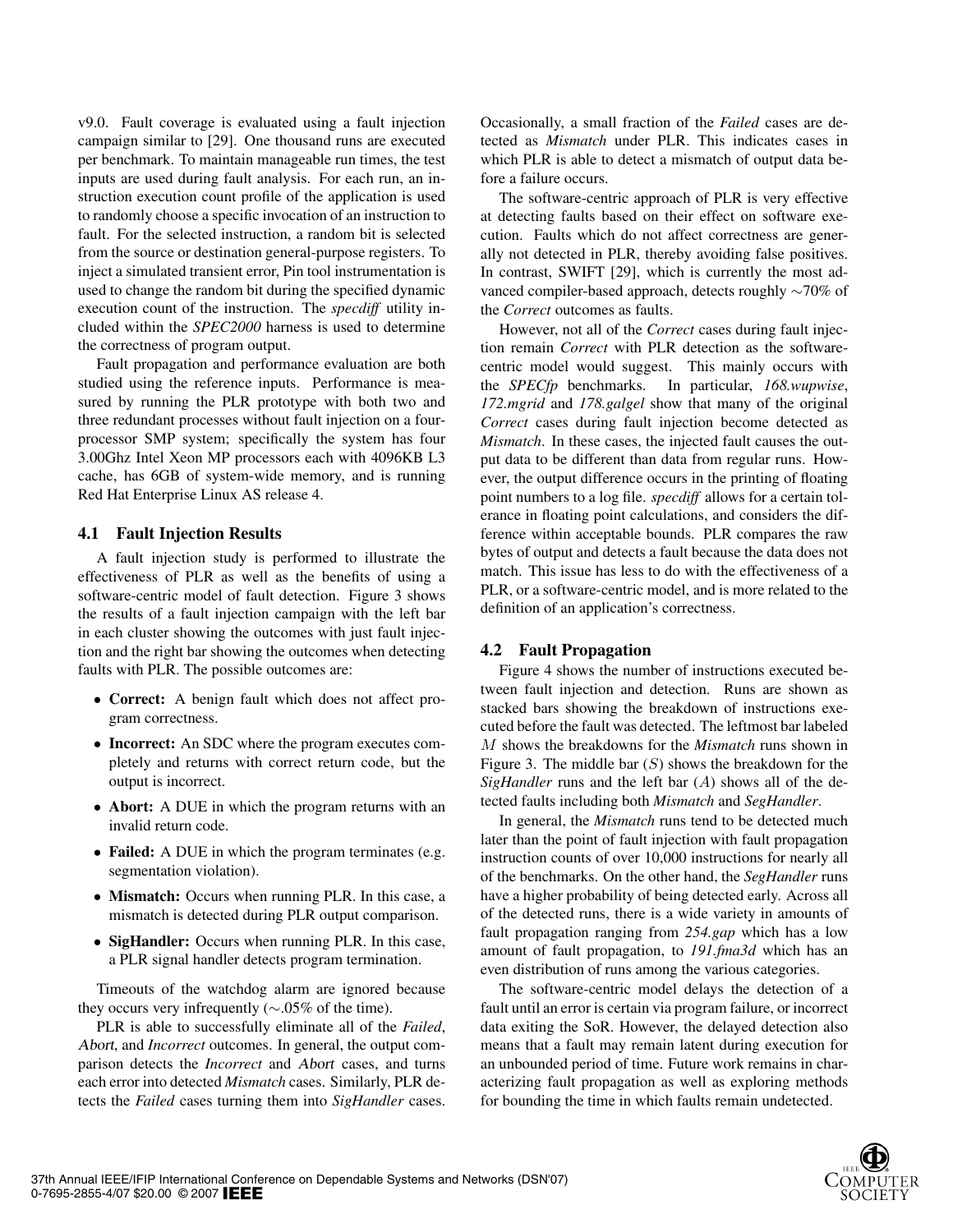v9.0. Fault coverage is evaluated using a fault injection campaign similar to [29]. One thousand runs are executed per benchmark. To maintain manageable run times, the test inputs are used during fault analysis. For each run, an instruction execution count profile of the application is used to randomly choose a specific invocation of an instruction to fault. For the selected instruction, a random bit is selected from the source or destination general-purpose registers. To inject a simulated transient error, Pin tool instrumentation is used to change the random bit during the specified dynamic execution count of the instruction. The *specdiff* utility included within the *SPEC2000* harness is used to determine the correctness of program output.

Fault propagation and performance evaluation are both studied using the reference inputs. Performance is measured by running the PLR prototype with both two and three redundant processes without fault injection on a four-processor SMP system; specifically the system has four 3.00Ghz Intel Xeon MP processors each with 4096KB L3 cache, has 6GB of system-wide memory, and is running Red Hat Enterprise Linux AS release 4.

### 4.1 Fault Injection Results

A fault injection study is performed to illustrate the effectiveness of PLR as well as the benefits of using a software-centric model of fault detection. Figure 3 shows the results of a fault injection campaign with the left bar in each cluster showing the outcomes with just fault injection and the right bar showing the outcomes when detecting faults with PLR. The possible outcomes are:

- **Correct:** A benign fault which does not affect program correctness.
- **Incorrect:** An SDC where the program executes completely and returns with correct return code, but the output is incorrect.
- **Abort:** A DUE in which the program returns with an invalid return code.
- **Failed:** A DUE in which the program terminates (e.g. segmentation violation).
- **Mismatch:** Occurs when running PLR. In this case, a mismatch is detected during PLR output comparison.
- **SigHandler:** Occurs when running PLR. In this case, a PLR signal handler detects program termination.

Timeouts of the watchdog alarm are ignored because they occurs very infrequently (∼.05% of the time).

PLR is able to successfully eliminate all of the *Failed*, *Abort*, and *Incorrect* outcomes. In general, the output comparison detects the *Incorrect* and *Abort* cases, and turns each error into detected *Mismatch* cases. Similarly, PLR detects the *Failed* cases turning them into *SigHandler* cases. Occasionally, a small fraction of the *Failed* cases are detected as *Mismatch* under PLR. This indicates cases in which PLR is able to detect a mismatch of output data before a failure occurs.

The software-centric approach of PLR is very effective at detecting faults based on their effect on software execution. Faults which do not affect correctness are generally not detected in PLR, thereby avoiding false positives. In contrast, SWIFT [29], which is currently the most advanced compiler-based approach, detects roughly ∼70% of the *Correct* outcomes as faults.

However, not all of the *Correct* cases during fault injection remain *Correct* with PLR detection as the software-centric model would suggest. This mainly occurs with the *SPECfp* benchmarks. In particular, *168.wupwise*, *172.mgrid* and *178.galgel* show that many of the original *Correct* cases during fault injection become detected as *Mismatch*. In these cases, the injected fault causes the output data to be different than data from regular runs. However, the output difference occurs in the printing of floating point numbers to a log file. *specdiff* allows for a certain tolerance in floating point calculations, and considers the difference within acceptable bounds. PLR compares the raw bytes of output and detects a fault because the data does not match. This issue has less to do with the effectiveness of a PLR, or a software-centric model, and is more related to the definition of an application's correctness.

### 4.2 Fault Propagation

Figure 4 shows the number of instructions executed between fault injection and detection. Runs are shown as stacked bars showing the breakdown of instructions executed before the fault was detected. The leftmost bar labeled $M$ shows the breakdowns for the *Mismatch* runs shown in Figure 3. The middle bar ($S$) shows the breakdown for the *SigHandler* runs and the left bar ($A$) shows all of the detected faults including both *Mismatch* and *SegHandler*.

In general, the *Mismatch* runs tend to be detected much later than the point of fault injection with fault propagation instruction counts of over 10,000 instructions for nearly all of the benchmarks. On the other hand, the *SegHandler* runs have a higher probability of being detected early. Across all of the detected runs, there is a wide variety in amounts of fault propagation ranging from *254.gap* which has a low amount of fault propagation, to *191.fma3d* which has an even distribution of runs among the various categories.

The software-centric model delays the detection of a fault until an error is certain via program failure, or incorrect data exiting the SoR. However, the delayed detection also means that a fault may remain latent during execution for an unbounded period of time. Future work remains in characterizing fault propagation as well as exploring methods for bounding the time in which faults remain undetected.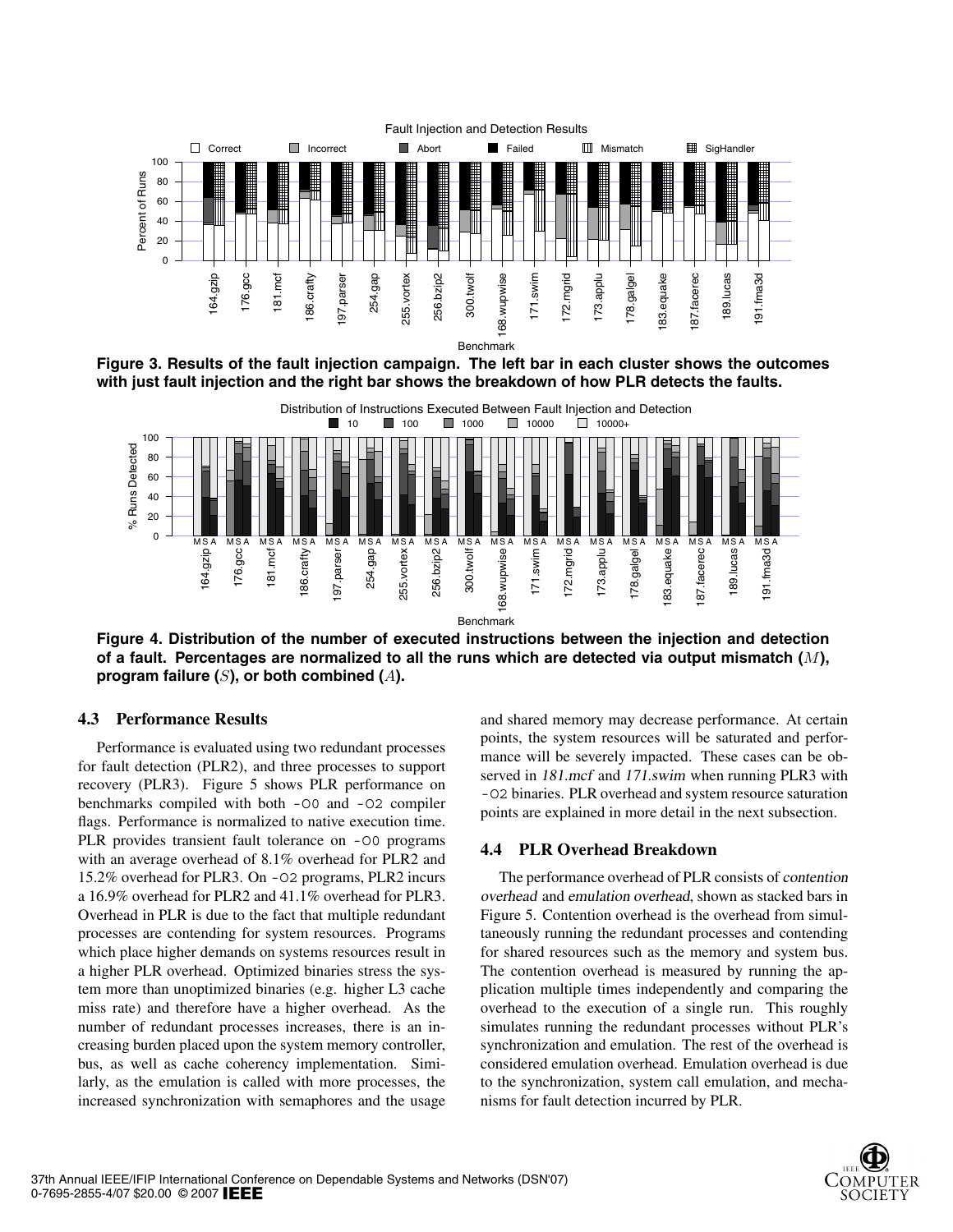**Figure 3. Results of the fault injection campaign. The left bar in each cluster shows the outcomes with just fault injection and the right bar shows the breakdown of how PLR detects the faults.**

**Figure 4. Distribution of the number of executed instructions between the injection and detection of a fault. Percentages are normalized to all the runs which are detected via output mismatch ($M$), program failure ($S$), or both combined ($A$).**

### 4.3 Performance Results

Performance is evaluated using two redundant processes for fault detection (PLR2), and three processes to support recovery (PLR3). Figure 5 shows PLR performance on benchmarks compiled with both -O0 and -O2 compiler flags. Performance is normalized to native execution time. PLR provides transient fault tolerance on -O0 programs with an average overhead of 8.1% overhead for PLR2 and 15.2% overhead for PLR3. On -O2 programs, PLR2 incurs a 16.9% overhead for PLR2 and 41.1% overhead for PLR3. Overhead in PLR is due to the fact that multiple redundant processes are contending for system resources. Programs which place higher demands on systems resources result in a higher PLR overhead. Optimized binaries stress the system more than unoptimized binaries (e.g. higher L3 cache miss rate) and therefore have a higher overhead. As the number of redundant processes increases, there is an increasing burden placed upon the system memory controller, bus, as well as cache coherency implementation. Similarly, as the emulation is called with more processes, the increased synchronization with semaphores and the usage and shared memory may decrease performance. At certain points, the system resources will be saturated and performance will be severely impacted. These cases can be observed in *181.mcf* and *171.swim* when running PLR3 with -O2 binaries. PLR overhead and system resource saturation points are explained in more detail in the next subsection.

### 4.4 PLR Overhead Breakdown

The performance overhead of PLR consists of *contention overhead* and *emulation overhead*, shown as stacked bars in Figure 5. Contention overhead is the overhead from simultaneously running the redundant processes and contending for shared resources such as the memory and system bus. The contention overhead is measured by running the application multiple times independently and comparing the overhead to the execution of a single run. This roughly simulates running the redundant processes without PLR's synchronization and emulation. The rest of the overhead is considered emulation overhead. Emulation overhead is due to the synchronization, system call emulation, and mechanisms for fault detection incurred by PLR.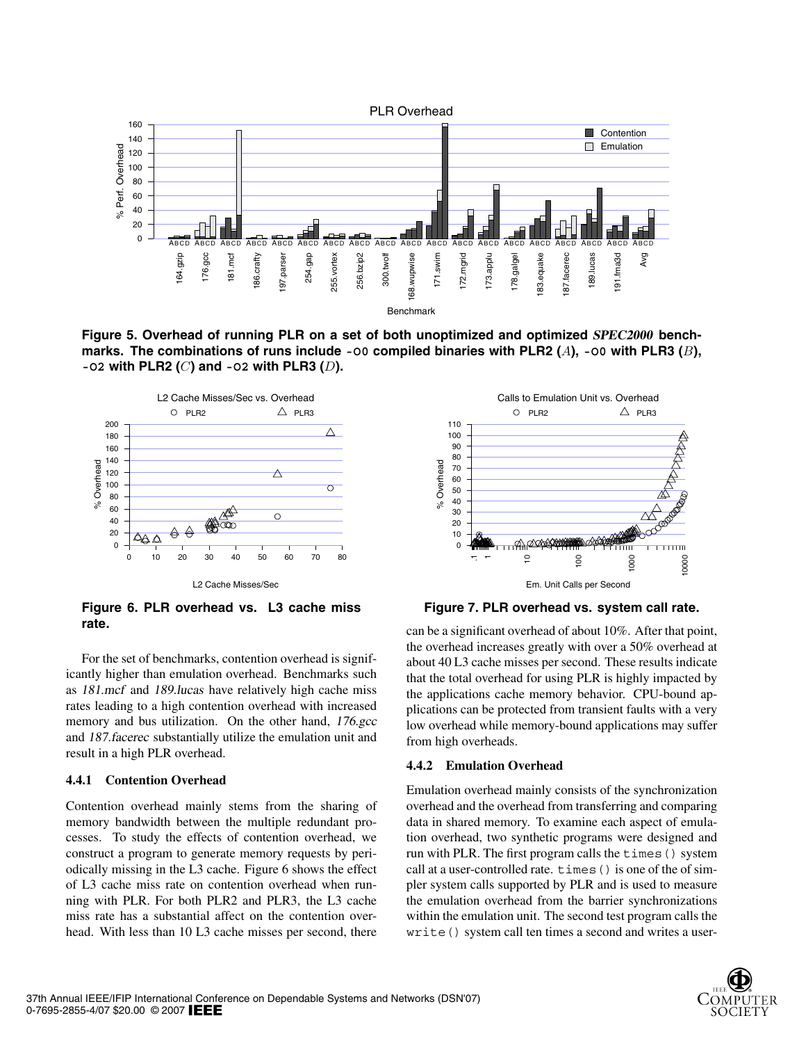Figure 5. Overhead of running PLR on a set of both unoptimized and optimized *SPEC2000* benchmarks. The combinations of runs include `-O0` compiled binaries with PLR2 ($A$), `-O0` with PLR3 ($B$), `-O2` with PLR2 ($C$) and `-O2` with PLR3 ($D$).

Figure 6. PLR overhead vs. L3 cache miss rate.

Figure 7. PLR overhead vs. system call rate.

For the set of benchmarks, contention overhead is significantly higher than emulation overhead. Benchmarks such as *181.mcf* and *189.lucas* have relatively high cache miss rates leading to a high contention overhead with increased memory and bus utilization. On the other hand, *176.gcc* and *187.facerec* substantially utilize the emulation unit and result in a high PLR overhead.

### 4.4.1 Contention Overhead

Contention overhead mainly stems from the sharing of memory bandwidth between the multiple redundant processes. To study the effects of contention overhead, we construct a program to generate memory requests by periodically missing in the L3 cache. Figure 6 shows the effect of L3 cache miss rate on contention overhead when running with PLR. For both PLR2 and PLR3, the L3 cache miss rate has a substantial affect on the contention overhead. With less than 10 L3 cache misses per second, there can be a significant overhead of about 10%. After that point, the overhead increases greatly with over a 50% overhead at about 40 L3 cache misses per second. These results indicate that the total overhead for using PLR is highly impacted by the applications cache memory behavior. CPU-bound applications can be protected from transient faults with a very low overhead while memory-bound applications may suffer from high overheads.

### 4.4.2 Emulation Overhead

Emulation overhead mainly consists of the synchronization overhead and the overhead from transferring and comparing data in shared memory. To examine each aspect of emulation overhead, two synthetic programs were designed and run with PLR. The first program calls the `times()` system call at a user-controlled rate. `times()` is one of the of simpler system calls supported by PLR and is used to measure the emulation overhead from the barrier synchronizations within the emulation unit. The second test program calls the `write()` system call ten times a second and writes a user-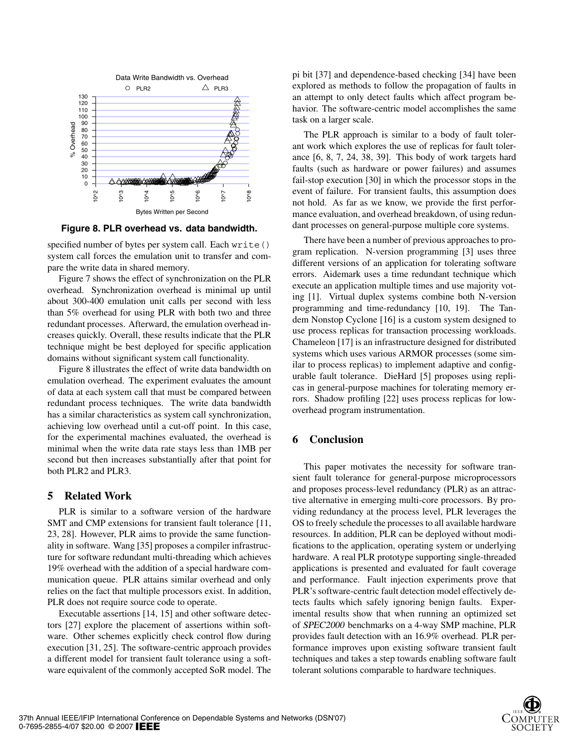**Figure 8. PLR overhead vs. data bandwidth.**

specified number of bytes per system call. Each `write()` system call forces the emulation unit to transfer and compare the write data in shared memory.

Figure 7 shows the effect of synchronization on the PLR overhead. Synchronization overhead is minimal up until about 300-400 emulation unit calls per second with less than 5% overhead for using PLR with both two and three redundant processes. Afterward, the emulation overhead increases quickly. Overall, these results indicate that the PLR technique might be best deployed for specific application domains without significant system call functionality.

Figure 8 illustrates the effect of write data bandwidth on emulation overhead. The experiment evaluates the amount of data at each system call that must be compared between redundant process techniques. The write data bandwidth has a similar characteristics as system call synchronization, achieving low overhead until a cut-off point. In this case, for the experimental machines evaluated, the overhead is minimal when the write data rate stays less than 1MB per second but then increases substantially after that point for both PLR2 and PLR3.

## 5 Related Work

PLR is similar to a software version of the hardware SMT and CMP extensions for transient fault tolerance [11, 23, 28]. However, PLR aims to provide the same functionality in software. Wang [35] proposes a compiler infrastructure for software redundant multi-threading which achieves 19% overhead with the addition of a special hardware communication queue. PLR attains similar overhead and only relies on the fact that multiple processors exist. In addition, PLR does not require source code to operate.

Executable assertions [14, 15] and other software detectors [27] explore the placement of assertions within software. Other schemes explicitly check control flow during execution [31, 25]. The software-centric approach provides a different model for transient fault tolerance using a software equivalent of the commonly accepted SoR model. The pi bit [37] and dependence-based checking [34] have been explored as methods to follow the propagation of faults in an attempt to only detect faults which affect program behavior. The software-centric model accomplishes the same task on a larger scale.

The PLR approach is similar to a body of fault tolerant work which explores the use of replicas for fault tolerance [6, 8, 7, 24, 38, 39]. This body of work targets hard faults (such as hardware or power failures) and assumes fail-stop execution [30] in which the processor stops in the event of failure. For transient faults, this assumption does not hold. As far as we know, we provide the first performance evaluation, and overhead breakdown, of using redundant processes on general-purpose multiple core systems.

There have been a number of previous approaches to program replication. N-version programming [3] uses three different versions of an application for tolerating software errors. Aidemark uses a time redundant technique which execute an application multiple times and use majority voting [1]. Virtual duplex systems combine both N-version programming and time-redundancy [10, 19]. The Tandem Nonstop Cyclone [16] is a custom system designed to use process replicas for transaction processing workloads. Chameleon [17] is an infrastructure designed for distributed systems which uses various ARMOR processes (some similar to process replicas) to implement adaptive and configurable fault tolerance. DieHard [5] proposes using replicas in general-purpose machines for tolerating memory errors. Shadow profiling [22] uses process replicas for low-overhead program instrumentation.

## 6 Conclusion

This paper motivates the necessity for software transient fault tolerance for general-purpose microprocessors and proposes process-level redundancy (PLR) as an attractive alternative in emerging multi-core processors. By providing redundancy at the process level, PLR leverages the OS to freely schedule the processes to all available hardware resources. In addition, PLR can be deployed without modifications to the application, operating system or underlying hardware. A real PLR prototype supporting single-threaded applications is presented and evaluated for fault coverage and performance. Fault injection experiments prove that PLR's software-centric fault detection model effectively detects faults which safely ignoring benign faults. Experimental results show that when running an optimized set of *SPEC2000* benchmarks on a 4-way SMP machine, PLR provides fault detection with an 16.9% overhead. PLR performance improves upon existing software transient fault techniques and takes a step towards enabling software fault tolerant solutions comparable to hardware techniques.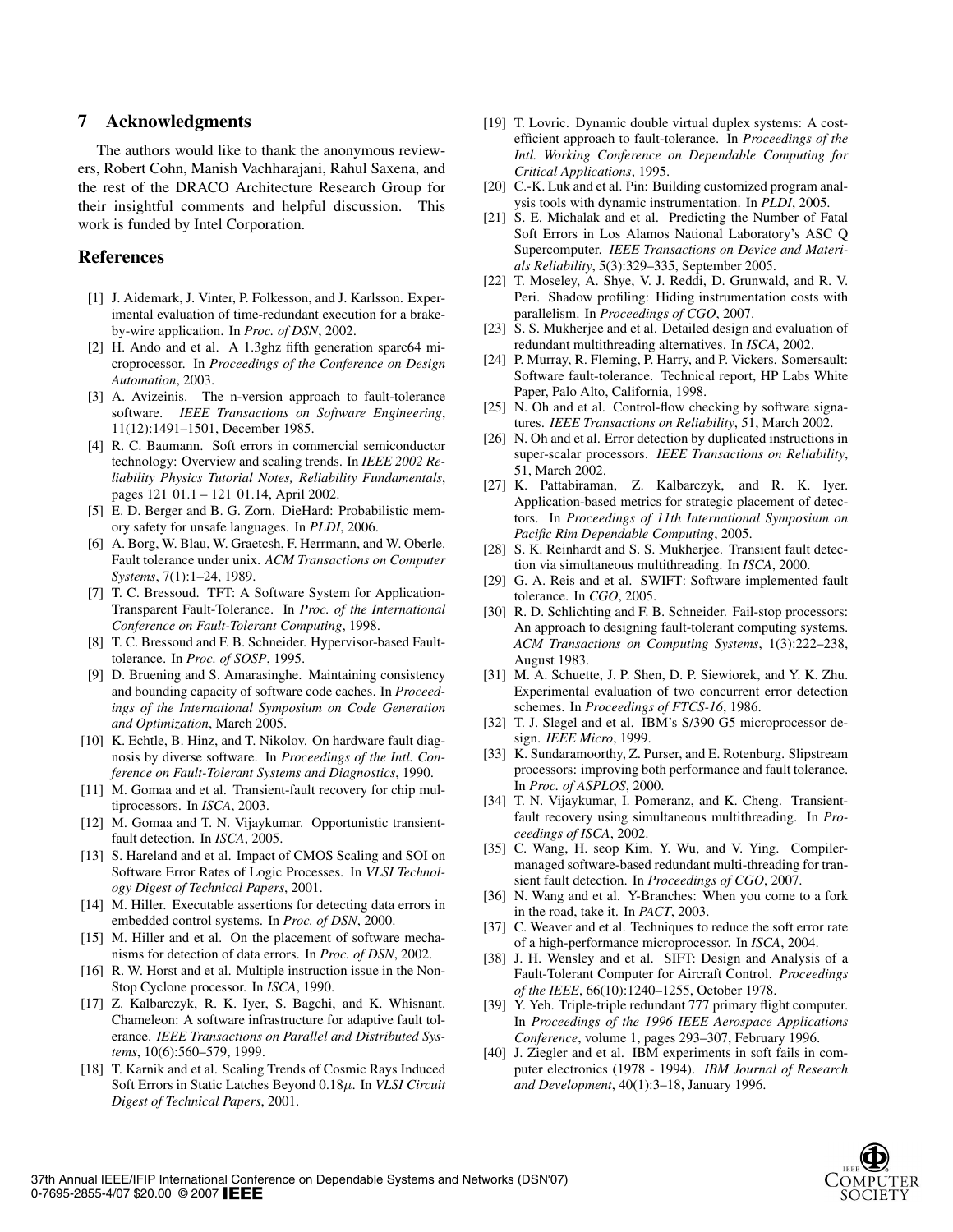## 7 Acknowledgments

The authors would like to thank the anonymous reviewers, Robert Cohn, Manish Vachharajani, Rahul Saxena, and the rest of the DRACO Architecture Research Group for their insightful comments and helpful discussion. This work is funded by Intel Corporation.

## References

[1] J. Aidemark, J. Vinter, P. Folkesson, and J. Karlsson. Experimental evaluation of time-redundant execution for a brake-by-wire application. In *Proc. of DSN*, 2002.

[2] H. Ando and et al. A 1.3ghz fifth generation sparc64 microprocessor. In *Proceedings of the Conference on Design Automation*, 2003.

[3] A. Avizeinis. The n-version approach to fault-tolerance software. *IEEE Transactions on Software Engineering*, 11(12):1491–1501, December 1985.

[4] R. C. Baumann. Soft errors in commercial semiconductor technology: Overview and scaling trends. In *IEEE 2002 Reliability Physics Tutorial Notes, Reliability Fundamentals*, pages 121_01.1 – 121_01.14, April 2002.

[5] E. D. Berger and B. G. Zorn. DieHard: Probabilistic memory safety for unsafe languages. In *PLDI*, 2006.

[6] A. Borg, W. Blau, W. Graetcsh, F. Herrmann, and W. Oberle. Fault tolerance under unix. *ACM Transactions on Computer Systems*, 7(1):1–24, 1989.

[7] T. C. Bressoud. TFT: A Software System for Application-Transparent Fault-Tolerance. In *Proc. of the International Conference on Fault-Tolerant Computing*, 1998.

[8] T. C. Bressoud and F. B. Schneider. Hypervisor-based Fault-tolerance. In *Proc. of SOSP*, 1995.

[9] D. Bruening and S. Amarasinghe. Maintaining consistency and bounding capacity of software code caches. In *Proceedings of the International Symposium on Code Generation and Optimization*, March 2005.

[10] K. Echtle, B. Hinz, and T. Nikolov. On hardware fault diagnosis by diverse software. In *Proceedings of the Intl. Conference on Fault-Tolerant Systems and Diagnostics*, 1990.

[11] M. Gomaa and et al. Transient-fault recovery for chip multiprocessors. In *ISCA*, 2003.

[12] M. Gomaa and T. N. Vijaykumar. Opportunistic transient-fault detection. In *ISCA*, 2005.

[13] S. Hareland and et al. Impact of CMOS Scaling and SOI on Software Error Rates of Logic Processes. In *VLSI Technology Digest of Technical Papers*, 2001.

[14] M. Hiller. Executable assertions for detecting data errors in embedded control systems. In *Proc. of DSN*, 2000.

[15] M. Hiller and et al. On the placement of software mechanisms for detection of data errors. In *Proc. of DSN*, 2002.

[16] R. W. Horst and et al. Multiple instruction issue in the Non-Stop Cyclone processor. In *ISCA*, 1990.

[17] Z. Kalbarczyk, R. K. Iyer, S. Bagchi, and K. Whisnant. Chameleon: A software infrastructure for adaptive fault tolerance. *IEEE Transactions on Parallel and Distributed Systems*, 10(6):560–579, 1999.

[18] T. Karnik and et al. Scaling Trends of Cosmic Rays Induced Soft Errors in Static Latches Beyond 0.18$\mu$. In *VLSI Circuit Digest of Technical Papers*, 2001.

[19] T. Lovric. Dynamic double virtual duplex systems: A cost-efficient approach to fault-tolerance. In *Proceedings of the Intl. Working Conference on Dependable Computing for Critical Applications*, 1995.

[20] C.-K. Luk and et al. Pin: Building customized program analysis tools with dynamic instrumentation. In *PLDI*, 2005.

[21] S. E. Michalak and et al. Predicting the Number of Fatal Soft Errors in Los Alamos National Laboratory's ASC Q Supercomputer. *IEEE Transactions on Device and Materials Reliability*, 5(3):329–335, September 2005.

[22] T. Moseley, A. Shye, V. J. Reddi, D. Grunwald, and R. V. Peri. Shadow profiling: Hiding instrumentation costs with parallelism. In *Proceedings of CGO*, 2007.

[23] S. S. Mukherjee and et al. Detailed design and evaluation of redundant multithreading alternatives. In *ISCA*, 2002.

[24] P. Murray, R. Fleming, P. Harry, and P. Vickers. Somersault: Software fault-tolerance. Technical report, HP Labs White Paper, Palo Alto, California, 1998.

[25] N. Oh and et al. Control-flow checking by software signatures. *IEEE Transactions on Reliability*, 51, March 2002.

[26] N. Oh and et al. Error detection by duplicated instructions in super-scalar processors. *IEEE Transactions on Reliability*, 51, March 2002.

[27] K. Pattabiraman, Z. Kalbarczyk, and R. K. Iyer. Application-based metrics for strategic placement of detectors. In *Proceedings of 11th International Symposium on Pacific Rim Dependable Computing*, 2005.

[28] S. K. Reinhardt and S. S. Mukherjee. Transient fault detection via simultaneous multithreading. In *ISCA*, 2000.

[29] G. A. Reis and et al. SWIFT: Software implemented fault tolerance. In *CGO*, 2005.

[30] R. D. Schlichting and F. B. Schneider. Fail-stop processors: An approach to designing fault-tolerant computing systems. *ACM Transactions on Computing Systems*, 1(3):222–238, August 1983.

[31] M. A. Schuette, J. P. Shen, D. P. Siewiorek, and Y. K. Zhu. Experimental evaluation of two concurrent error detection schemes. In *Proceedings of FTCS-16*, 1986.

[32] T. J. Slegel and et al. IBM's S/390 G5 microprocessor design. *IEEE Micro*, 1999.

[33] K. Sundaramoorthy, Z. Purser, and E. Rotenburg. Slipstream processors: improving both performance and fault tolerance. In *Proc. of ASPLOS*, 2000.

[34] T. N. Vijaykumar, I. Pomeranz, and K. Cheng. Transient-fault recovery using simultaneous multithreading. In *Proceedings of ISCA*, 2002.

[35] C. Wang, H. seop Kim, Y. Wu, and V. Ying. Compiler-managed software-based redundant multi-threading for transient fault detection. In *Proceedings of CGO*, 2007.

[36] N. Wang and et al. Y-Branches: When you come to a fork in the road, take it. In *PACT*, 2003.

[37] C. Weaver and et al. Techniques to reduce the soft error rate of a high-performance microprocessor. In *ISCA*, 2004.

[38] J. H. Wensley and et al. SIFT: Design and Analysis of a Fault-Tolerant Computer for Aircraft Control. *Proceedings of the IEEE*, 66(10):1240–1255, October 1978.

[39] Y. Yeh. Triple-triple redundant 777 primary flight computer. In *Proceedings of the 1996 IEEE Aerospace Applications Conference*, volume 1, pages 293–307, February 1996.

[40] J. Ziegler and et al. IBM experiments in soft fails in computer electronics (1978 - 1994). *IBM Journal of Research and Development*, 40(1):3–18, January 1996.